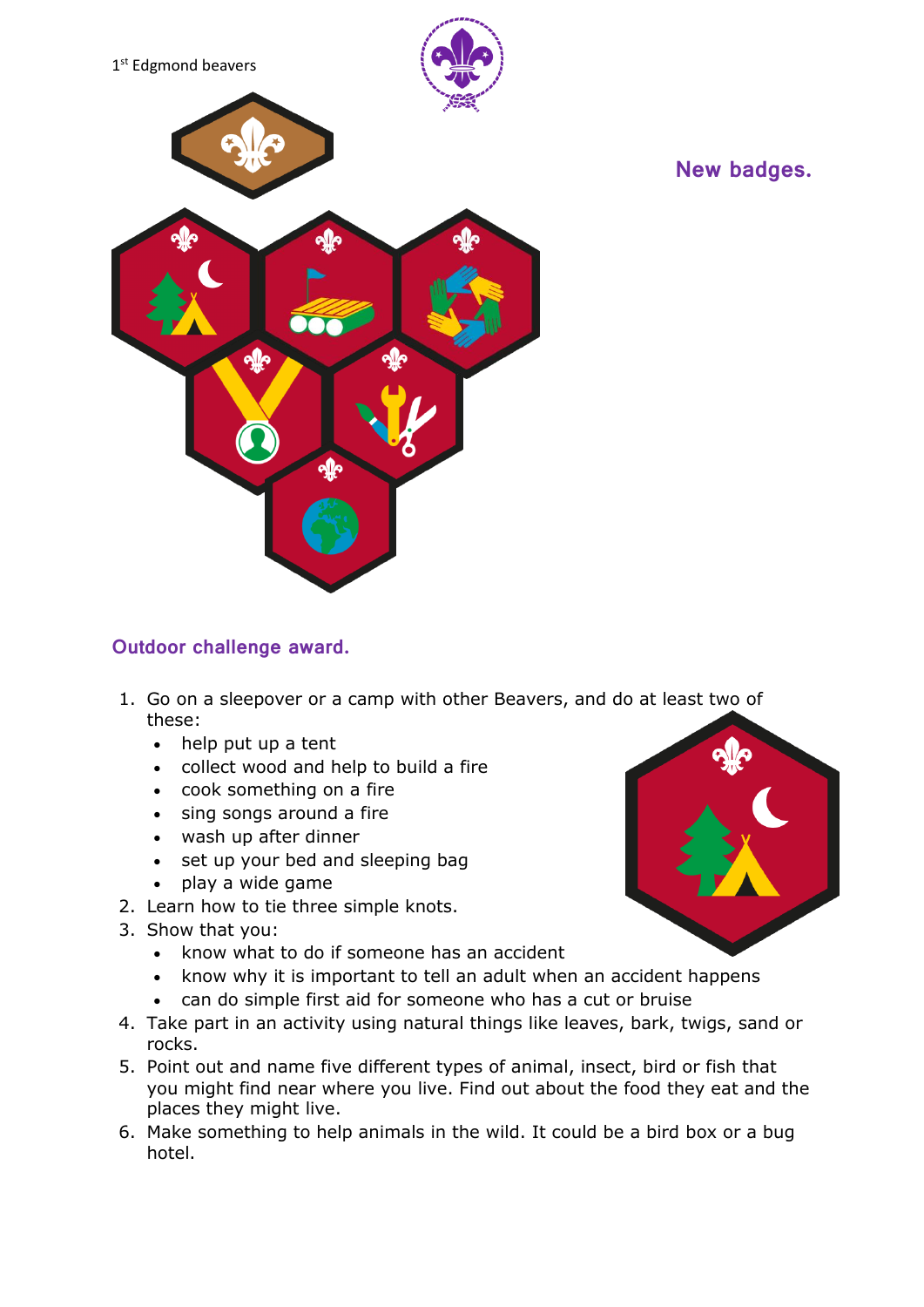1st Edgmond beavers

## New badges.

## Outdoor challenge award.

1. Go on a sleepover or a camp with other Beavers, and do at least two of these:
   - help put up a tent
   - collect wood and help to build a fire
   - cook something on a fire
   - sing songs around a fire
   - wash up after dinner
   - set up your bed and sleeping bag
   - play a wide game
2. Learn how to tie three simple knots.
3. Show that you:
   - know what to do if someone has an accident
   - know why it is important to tell an adult when an accident happens
   - can do simple first aid for someone who has a cut or bruise
4. Take part in an activity using natural things like leaves, bark, twigs, sand or rocks.
5. Point out and name five different types of animal, insect, bird or fish that you might find near where you live. Find out about the food they eat and the places they might live.
6. Make something to help animals in the wild. It could be a bird box or a bug hotel.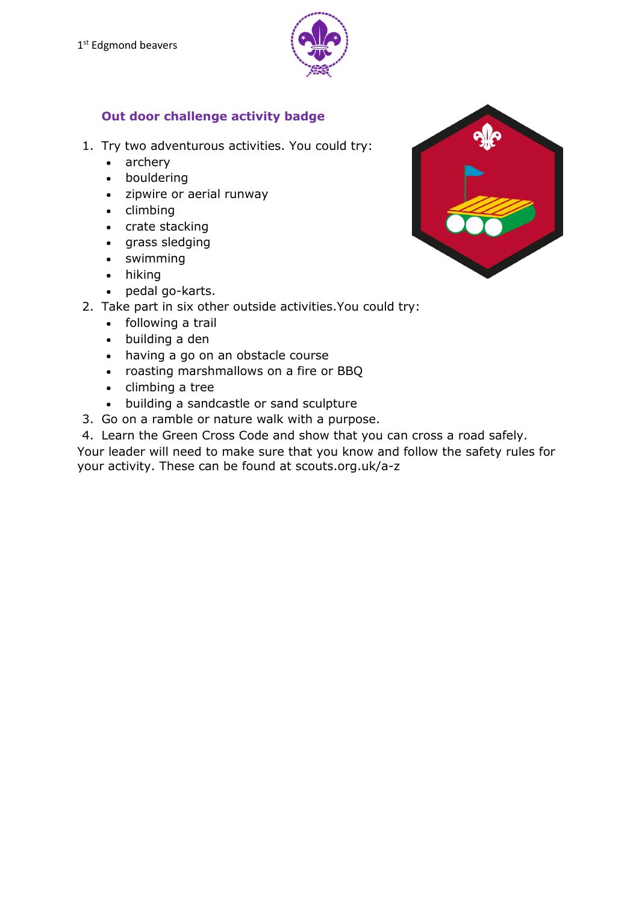1[st] Edgmond beavers

## Out door challenge activity badge

1. Try two adventurous activities. You could try:
   - archery
   - bouldering
   - zipwire or aerial runway
   - climbing
   - crate stacking
   - grass sledging
   - swimming
   - hiking
   - pedal go-karts.
2. Take part in six other outside activities.You could try:
   - following a trail
   - building a den
   - having a go on an obstacle course
   - roasting marshmallows on a fire or BBQ
   - climbing a tree
   - building a sandcastle or sand sculpture
3. Go on a ramble or nature walk with a purpose.
4. Learn the Green Cross Code and show that you can cross a road safely.

Your leader will need to make sure that you know and follow the safety rules for your activity. These can be found at scouts.org.uk/a-z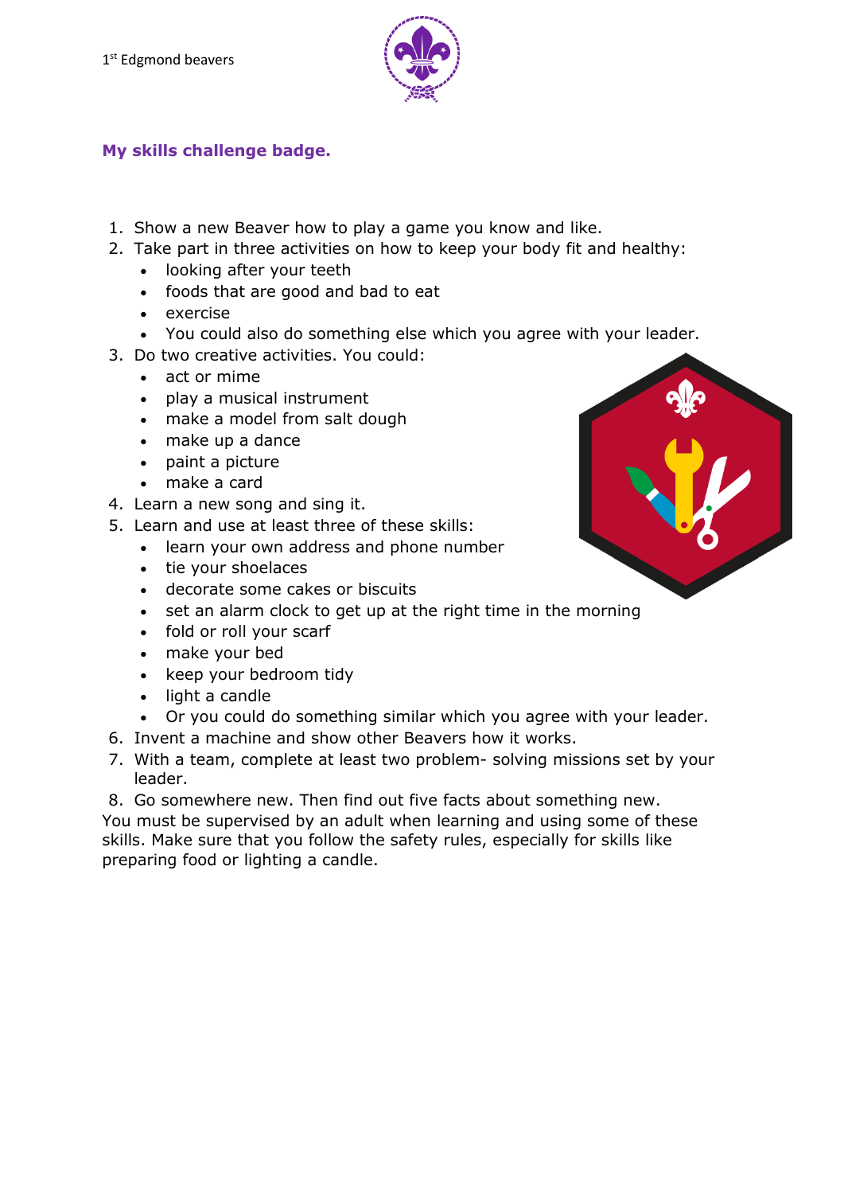## My skills challenge badge.

1. Show a new Beaver how to play a game you know and like.
2. Take part in three activities on how to keep your body fit and healthy:
   - looking after your teeth
   - foods that are good and bad to eat
   - exercise
   - You could also do something else which you agree with your leader.
3. Do two creative activities. You could:
   - act or mime
   - play a musical instrument
   - make a model from salt dough
   - make up a dance
   - paint a picture
   - make a card
4. Learn a new song and sing it.
5. Learn and use at least three of these skills:
   - learn your own address and phone number
   - tie your shoelaces
   - decorate some cakes or biscuits
   - set an alarm clock to get up at the right time in the morning
   - fold or roll your scarf
   - make your bed
   - keep your bedroom tidy
   - light a candle
   - Or you could do something similar which you agree with your leader.
6. Invent a machine and show other Beavers how it works.
7. With a team, complete at least two problem- solving missions set by your leader.
8. Go somewhere new. Then find out five facts about something new.

You must be supervised by an adult when learning and using some of these skills. Make sure that you follow the safety rules, especially for skills like preparing food or lighting a candle.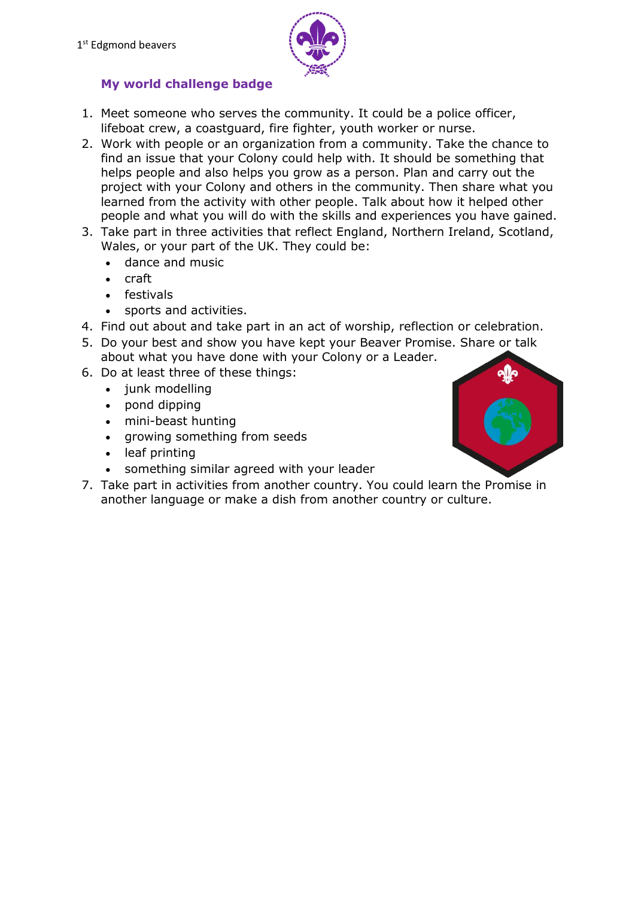1st Edgmond beavers

## My world challenge badge

1. Meet someone who serves the community. It could be a police officer, lifeboat crew, a coastguard, fire fighter, youth worker or nurse.
2. Work with people or an organization from a community. Take the chance to find an issue that your Colony could help with. It should be something that helps people and also helps you grow as a person. Plan and carry out the project with your Colony and others in the community. Then share what you learned from the activity with other people. Talk about how it helped other people and what you will do with the skills and experiences you have gained.
3. Take part in three activities that reflect England, Northern Ireland, Scotland, Wales, or your part of the UK. They could be:
   - dance and music
   - craft
   - festivals
   - sports and activities.
4. Find out about and take part in an act of worship, reflection or celebration.
5. Do your best and show you have kept your Beaver Promise. Share or talk about what you have done with your Colony or a Leader.
6. Do at least three of these things:
   - junk modelling
   - pond dipping
   - mini-beast hunting
   - growing something from seeds
   - leaf printing
   - something similar agreed with your leader
7. Take part in activities from another country. You could learn the Promise in another language or make a dish from another country or culture.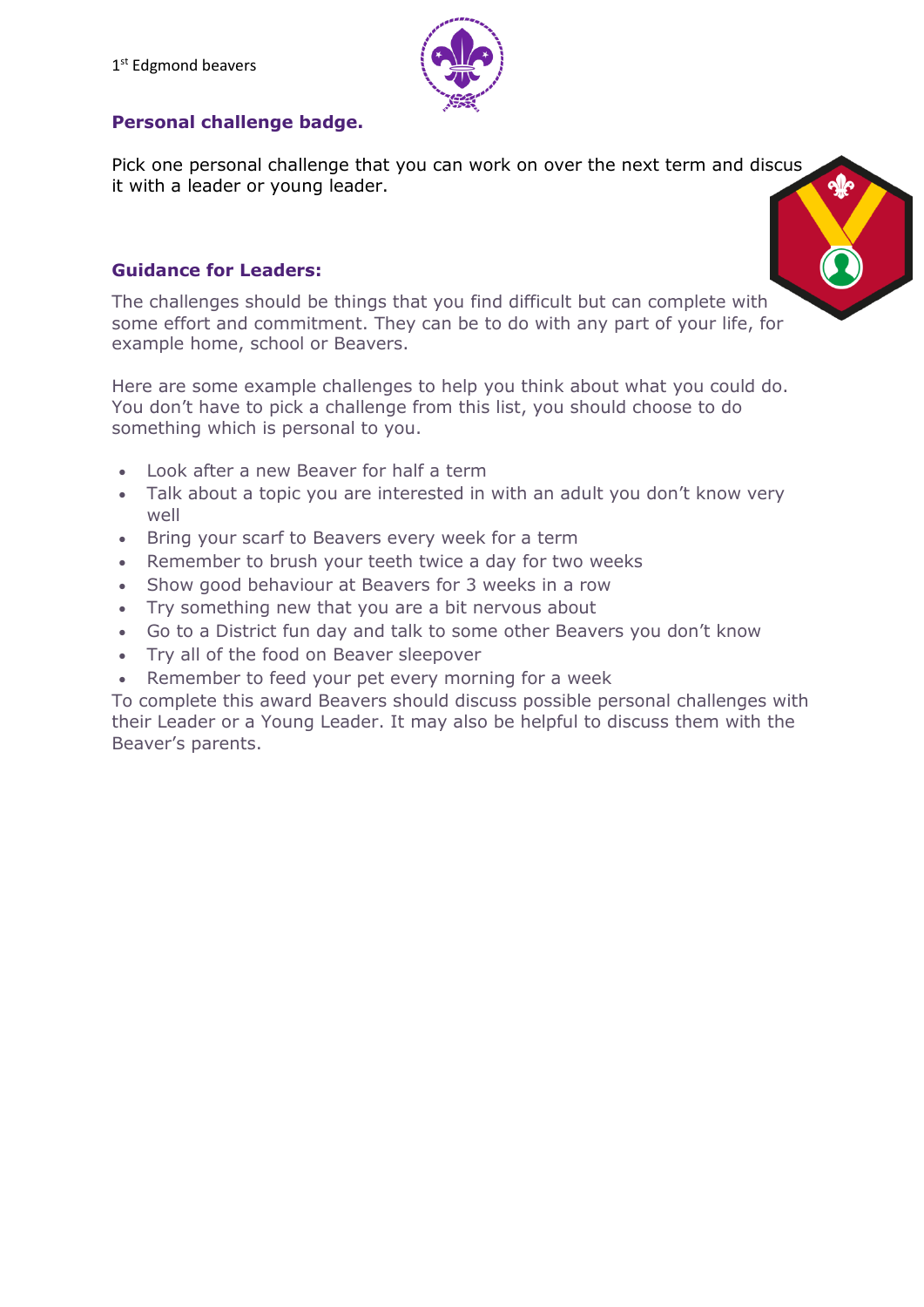1[st] Edgmond beavers

## Personal challenge badge.

Pick one personal challenge that you can work on over the next term and discus it with a leader or young leader.

### Guidance for Leaders:

The challenges should be things that you find difficult but can complete with some effort and commitment. They can be to do with any part of your life, for example home, school or Beavers.

Here are some example challenges to help you think about what you could do. You don't have to pick a challenge from this list, you should choose to do something which is personal to you.

- Look after a new Beaver for half a term
- Talk about a topic you are interested in with an adult you don't know very well
- Bring your scarf to Beavers every week for a term
- Remember to brush your teeth twice a day for two weeks
- Show good behaviour at Beavers for 3 weeks in a row
- Try something new that you are a bit nervous about
- Go to a District fun day and talk to some other Beavers you don't know
- Try all of the food on Beaver sleepover
- Remember to feed your pet every morning for a week

To complete this award Beavers should discuss possible personal challenges with their Leader or a Young Leader. It may also be helpful to discuss them with the Beaver's parents.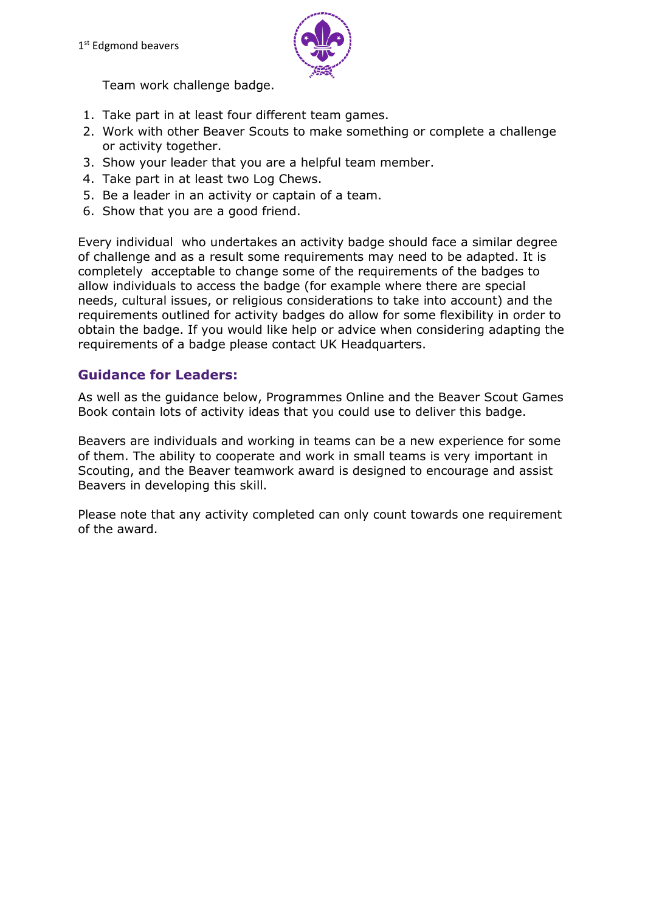Team work challenge badge.

1. Take part in at least four different team games.
2. Work with other Beaver Scouts to make something or complete a challenge or activity together.
3. Show your leader that you are a helpful team member.
4. Take part in at least two Log Chews.
5. Be a leader in an activity or captain of a team.
6. Show that you are a good friend.

Every individual who undertakes an activity badge should face a similar degree of challenge and as a result some requirements may need to be adapted. It is completely acceptable to change some of the requirements of the badges to allow individuals to access the badge (for example where there are special needs, cultural issues, or religious considerations to take into account) and the requirements outlined for activity badges do allow for some flexibility in order to obtain the badge. If you would like help or advice when considering adapting the requirements of a badge please contact UK Headquarters.

## Guidance for Leaders:

As well as the guidance below, Programmes Online and the Beaver Scout Games Book contain lots of activity ideas that you could use to deliver this badge.

Beavers are individuals and working in teams can be a new experience for some of them. The ability to cooperate and work in small teams is very important in Scouting, and the Beaver teamwork award is designed to encourage and assist Beavers in developing this skill.

Please note that any activity completed can only count towards one requirement of the award.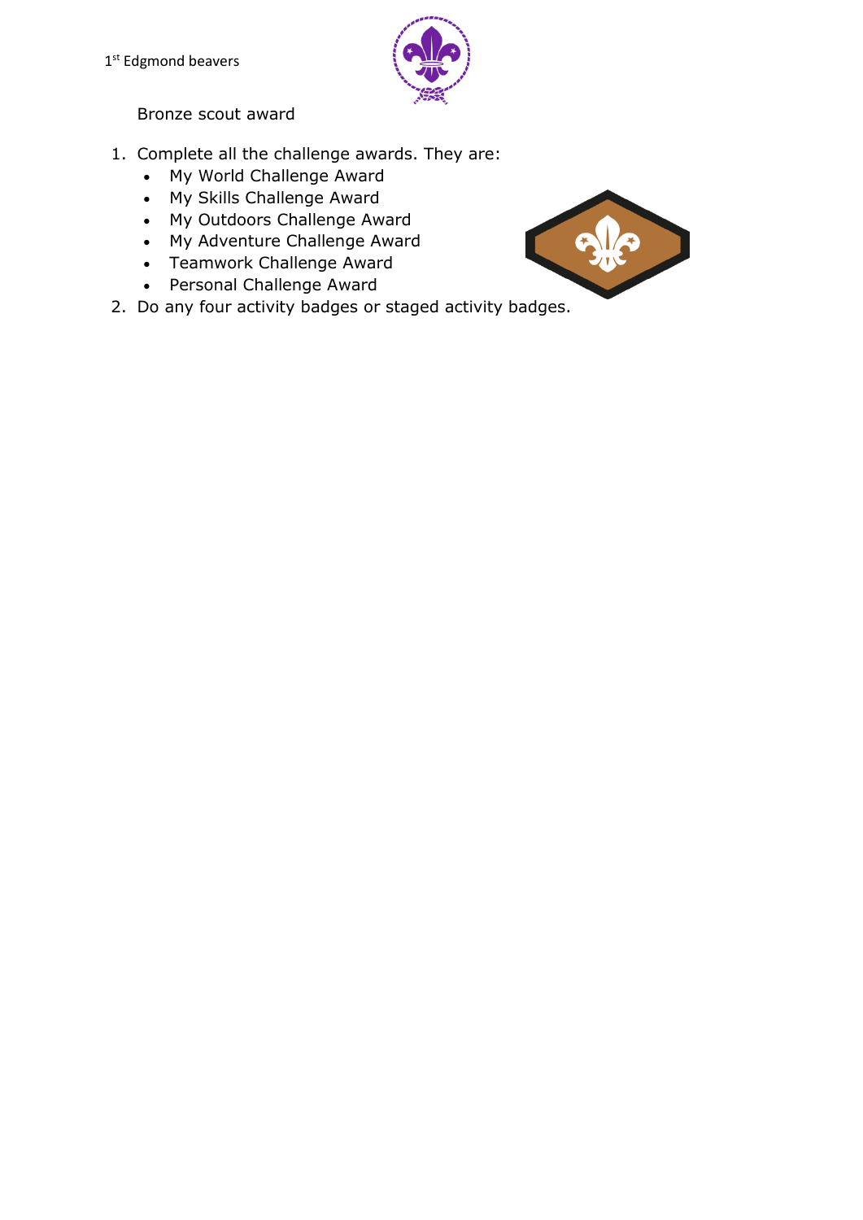1st Edgmond beavers

Bronze scout award

1. Complete all the challenge awards. They are:
   - My World Challenge Award
   - My Skills Challenge Award
   - My Outdoors Challenge Award
   - My Adventure Challenge Award
   - Teamwork Challenge Award
   - Personal Challenge Award
2. Do any four activity badges or staged activity badges.